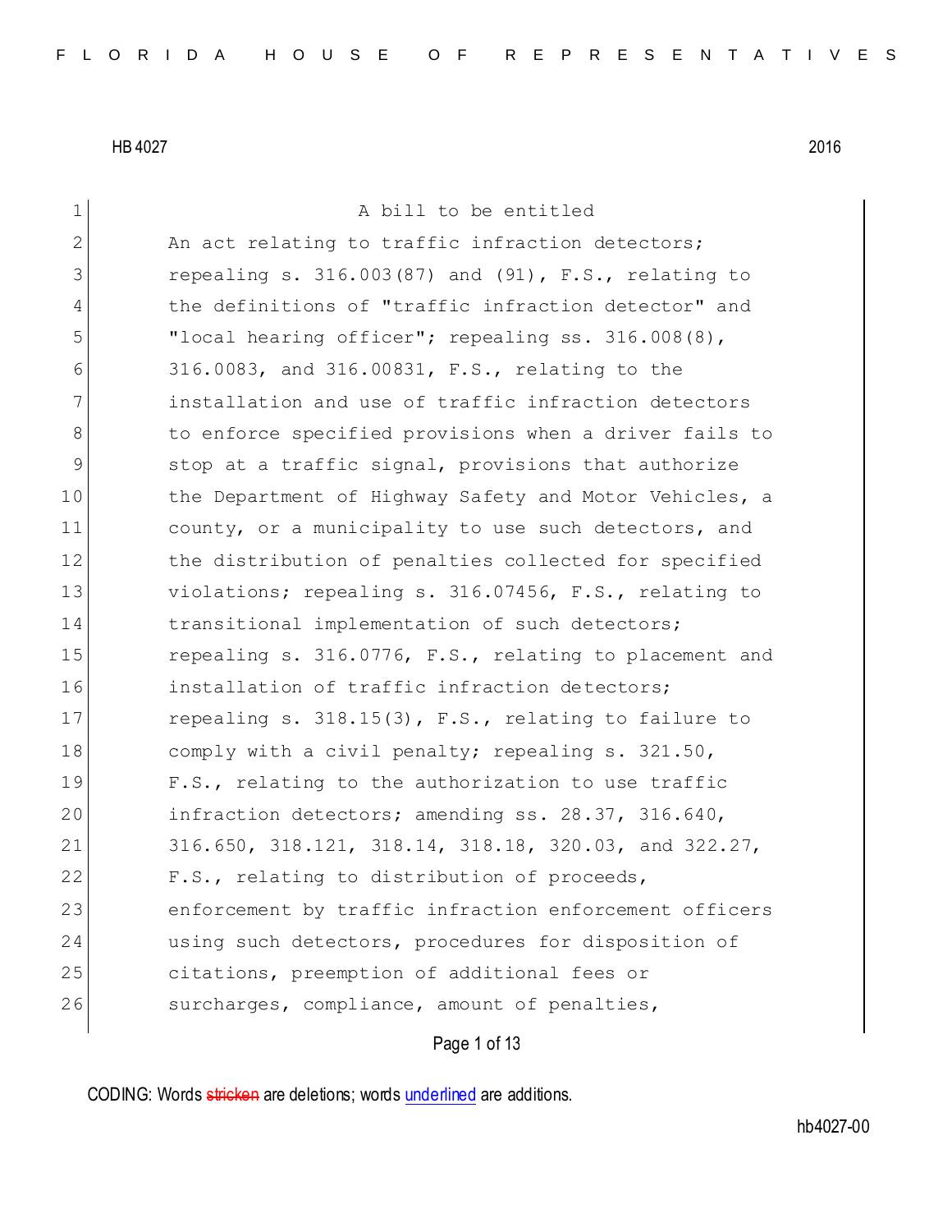HB 4027 2016

A bill to be entitled

An act relating to traffic infraction detectors; repealing s. 316.003(87) and (91), F.S., relating to the definitions of "traffic infraction detector" and "local hearing officer"; repealing ss. 316.008(8), 316.0083, and 316.00831, F.S., relating to the installation and use of traffic infraction detectors to enforce specified provisions when a driver fails to stop at a traffic signal, provisions that authorize the Department of Highway Safety and Motor Vehicles, a county, or a municipality to use such detectors, and the distribution of penalties collected for specified violations; repealing s. 316.07456, F.S., relating to transitional implementation of such detectors; repealing s. 316.0776, F.S., relating to placement and installation of traffic infraction detectors; repealing s. 318.15(3), F.S., relating to failure to comply with a civil penalty; repealing s. 321.50, F.S., relating to the authorization to use traffic infraction detectors; amending ss. 28.37, 316.640, 316.650, 318.121, 318.14, 318.18, 320.03, and 322.27, F.S., relating to distribution of proceeds, enforcement by traffic infraction enforcement officers using such detectors, procedures for disposition of citations, preemption of additional fees or surcharges, compliance, amount of penalties,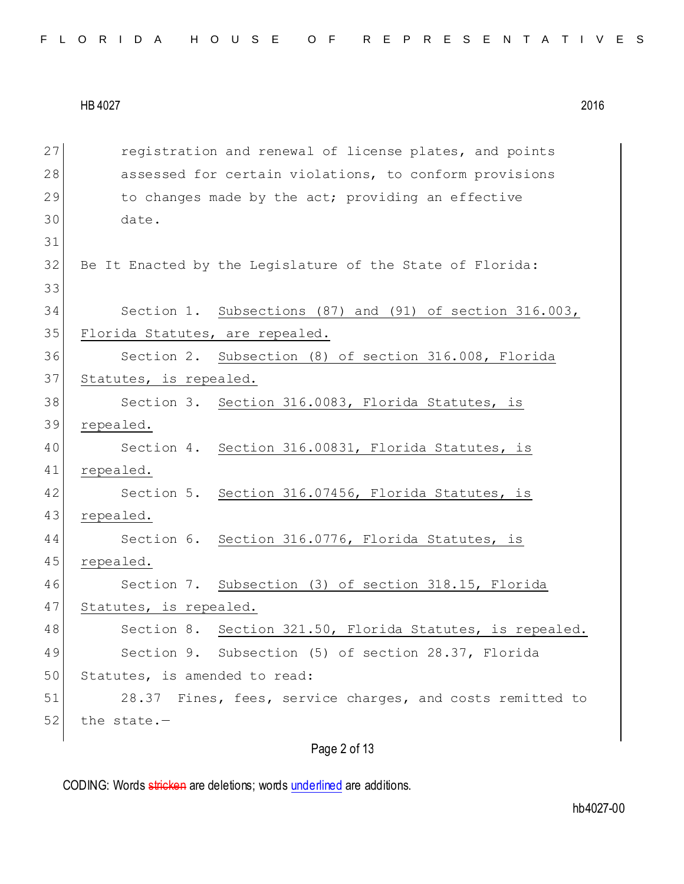registration and renewal of license plates, and points assessed for certain violations, to conform provisions to changes made by the act; providing an effective date.

Be It Enacted by the Legislature of the State of Florida:

Section 1. <u>Subsections (87) and (91) of section 316.003, Florida Statutes, are repealed.</u>

Section 2. <u>Subsection (8) of section 316.008, Florida Statutes, is repealed.</u>

Section 3. <u>Section 316.0083, Florida Statutes, is repealed.</u>

Section 4. <u>Section 316.00831, Florida Statutes, is repealed.</u>

Section 5. <u>Section 316.07456, Florida Statutes, is repealed.</u>

Section 6. <u>Section 316.0776, Florida Statutes, is repealed.</u>

Section 7. <u>Subsection (3) of section 318.15, Florida Statutes, is repealed.</u>

Section 8. <u>Section 321.50, Florida Statutes, is repealed.</u>

Section 9. Subsection (5) of section 28.37, Florida Statutes, is amended to read:

28.37 Fines, fees, service charges, and costs remitted to the state.—

CODING: Words ~~stricken~~ are deletions; words <u>underlined</u> are additions.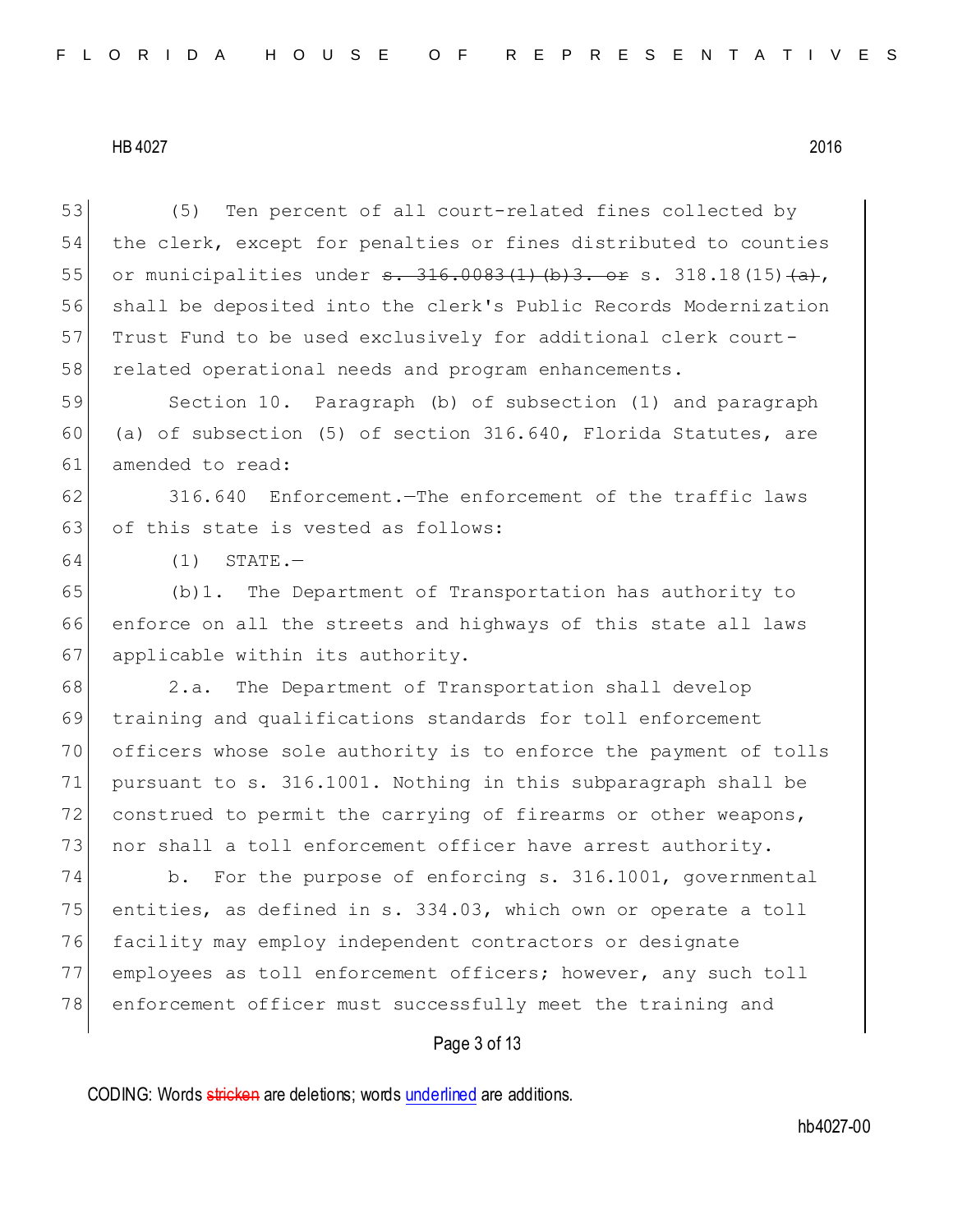(5) Ten percent of all court-related fines collected by the clerk, except for penalties or fines distributed to counties or municipalities under ~~s. 316.0083(1)(b)3. or~~ s. 318.18(15)~~(a)~~, shall be deposited into the clerk's Public Records Modernization Trust Fund to be used exclusively for additional clerk court-related operational needs and program enhancements.

Section 10. Paragraph (b) of subsection (1) and paragraph (a) of subsection (5) of section 316.640, Florida Statutes, are amended to read:

316.640 Enforcement.—The enforcement of the traffic laws of this state is vested as follows:

(1) STATE.—

(b)1. The Department of Transportation has authority to enforce on all the streets and highways of this state all laws applicable within its authority.

2.a. The Department of Transportation shall develop training and qualifications standards for toll enforcement officers whose sole authority is to enforce the payment of tolls pursuant to s. 316.1001. Nothing in this subparagraph shall be construed to permit the carrying of firearms or other weapons, nor shall a toll enforcement officer have arrest authority.

b. For the purpose of enforcing s. 316.1001, governmental entities, as defined in s. 334.03, which own or operate a toll facility may employ independent contractors or designate employees as toll enforcement officers; however, any such toll enforcement officer must successfully meet the training and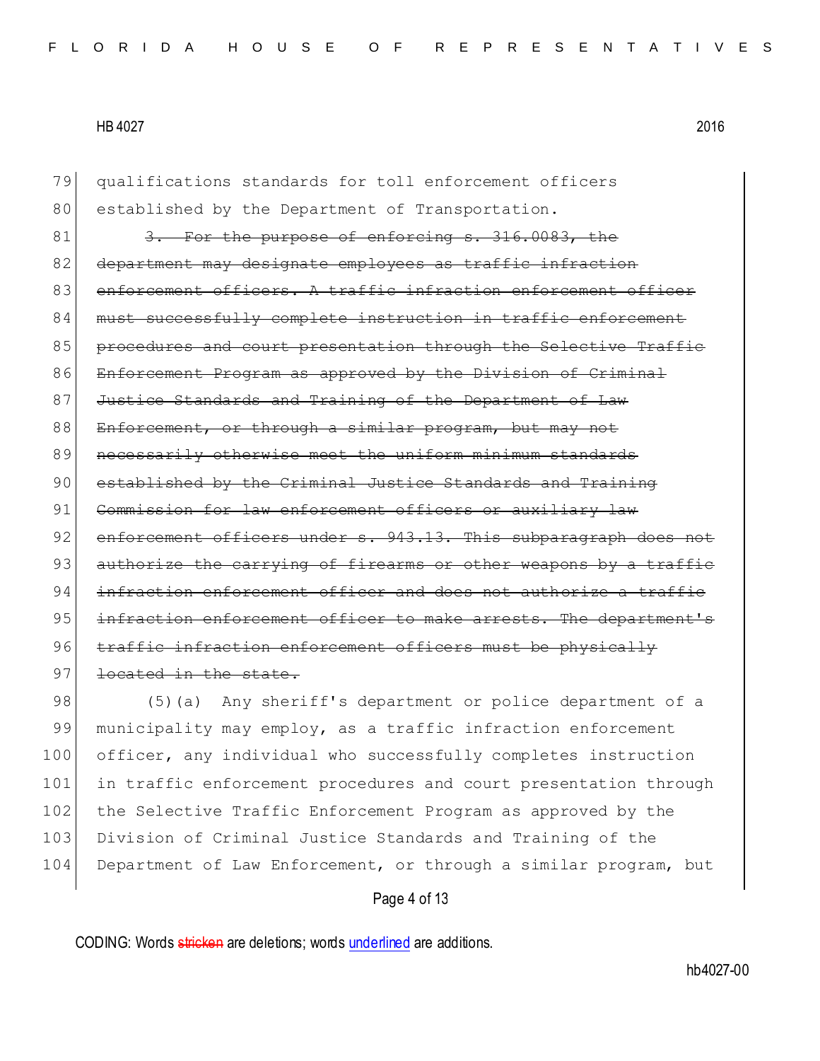qualifications standards for toll enforcement officers established by the Department of Transportation.

~~3. For the purpose of enforcing s. 316.0083, the department may designate employees as traffic infraction enforcement officers. A traffic infraction enforcement officer must successfully complete instruction in traffic enforcement procedures and court presentation through the Selective Traffic Enforcement Program as approved by the Division of Criminal Justice Standards and Training of the Department of Law Enforcement, or through a similar program, but may not necessarily otherwise meet the uniform minimum standards established by the Criminal Justice Standards and Training Commission for law enforcement officers or auxiliary law enforcement officers under s. 943.13. This subparagraph does not authorize the carrying of firearms or other weapons by a traffic infraction enforcement officer and does not authorize a traffic infraction enforcement officer to make arrests. The department's traffic infraction enforcement officers must be physically located in the state.~~

(5)(a) Any sheriff's department or police department of a municipality may employ, as a traffic infraction enforcement officer, any individual who successfully completes instruction in traffic enforcement procedures and court presentation through the Selective Traffic Enforcement Program as approved by the Division of Criminal Justice Standards and Training of the Department of Law Enforcement, or through a similar program, but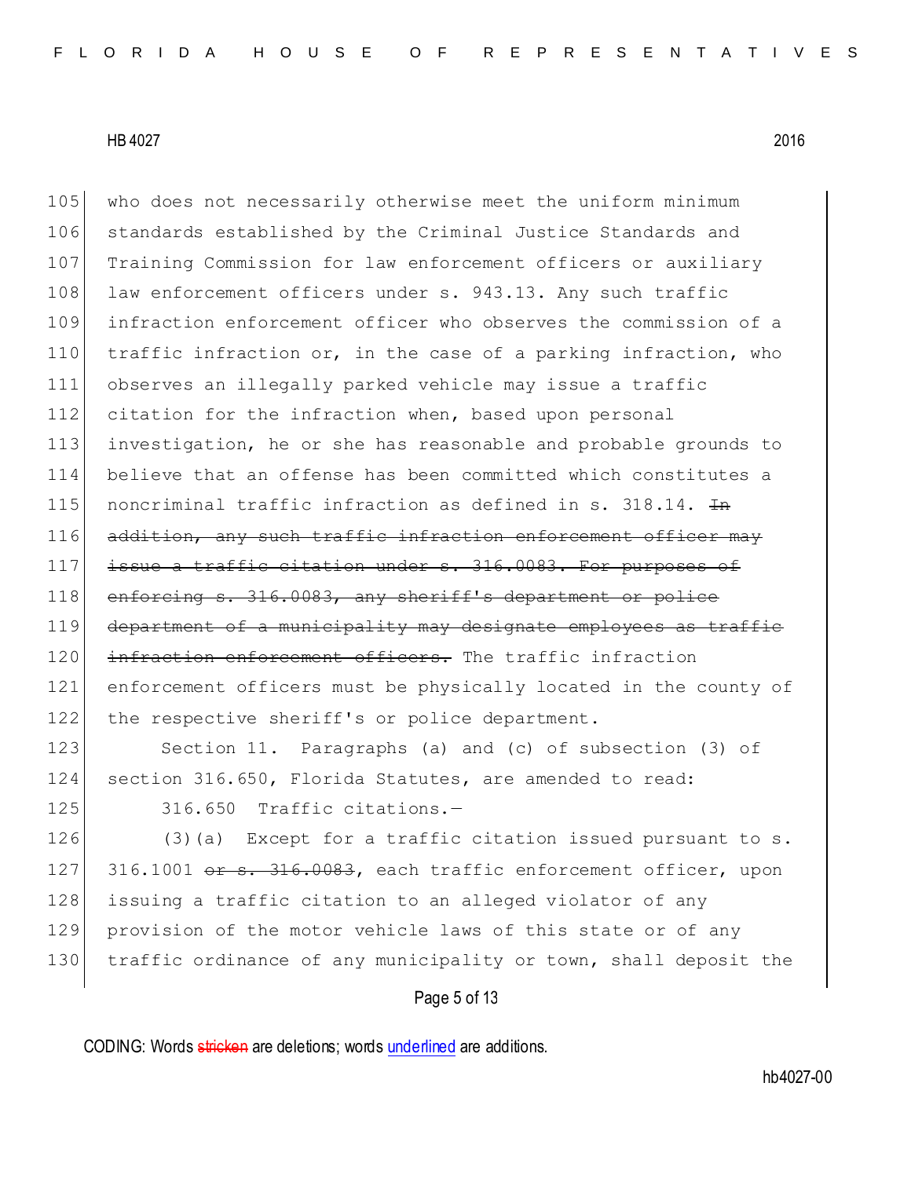105 who does not necessarily otherwise meet the uniform minimum
106 standards established by the Criminal Justice Standards and
107 Training Commission for law enforcement officers or auxiliary
108 law enforcement officers under s. 943.13. Any such traffic
109 infraction enforcement officer who observes the commission of a
110 traffic infraction or, in the case of a parking infraction, who
111 observes an illegally parked vehicle may issue a traffic
112 citation for the infraction when, based upon personal
113 investigation, he or she has reasonable and probable grounds to
114 believe that an offense has been committed which constitutes a
115 noncriminal traffic infraction as defined in s. 318.14. ~~In~~
116 ~~addition, any such traffic infraction enforcement officer may~~
117 ~~issue a traffic citation under s. 316.0083. For purposes of~~
118 ~~enforcing s. 316.0083, any sheriff's department or police~~
119 ~~department of a municipality may designate employees as traffic~~
120 ~~infraction enforcement officers.~~ The traffic infraction
121 enforcement officers must be physically located in the county of
122 the respective sheriff's or police department.

123 Section 11. Paragraphs (a) and (c) of subsection (3) of
124 section 316.650, Florida Statutes, are amended to read:

125 316.650 Traffic citations.—

126 (3)(a) Except for a traffic citation issued pursuant to s.
127 316.1001 ~~or s. 316.0083~~, each traffic enforcement officer, upon
128 issuing a traffic citation to an alleged violator of any
129 provision of the motor vehicle laws of this state or of any
130 traffic ordinance of any municipality or town, shall deposit the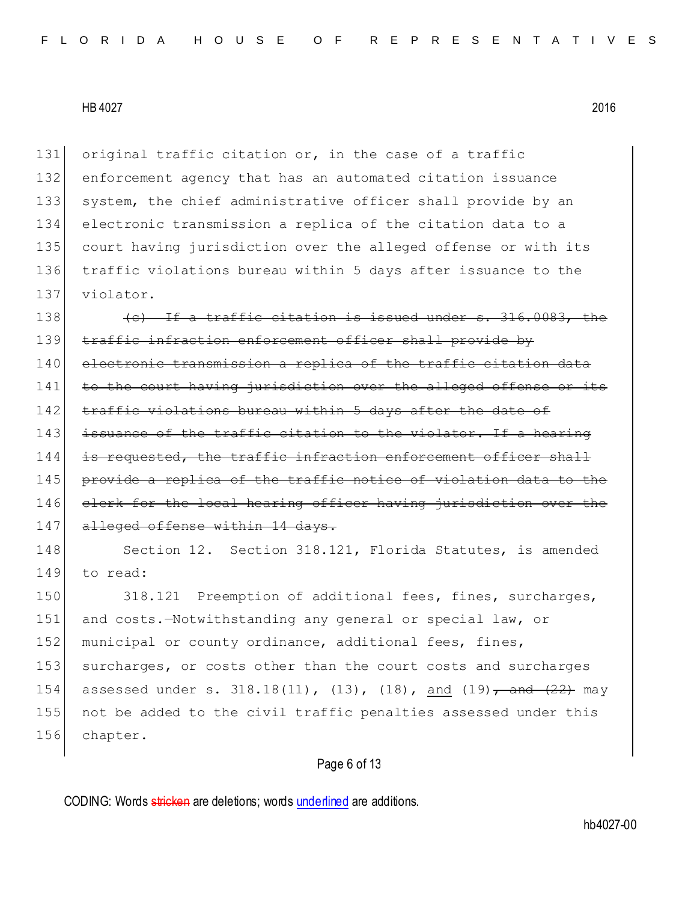original traffic citation or, in the case of a traffic enforcement agency that has an automated citation issuance system, the chief administrative officer shall provide by an electronic transmission a replica of the citation data to a court having jurisdiction over the alleged offense or with its traffic violations bureau within 5 days after issuance to the violator.

~~(c) If a traffic citation is issued under s. 316.0083, the traffic infraction enforcement officer shall provide by electronic transmission a replica of the traffic citation data to the court having jurisdiction over the alleged offense or its traffic violations bureau within 5 days after the date of issuance of the traffic citation to the violator. If a hearing is requested, the traffic infraction enforcement officer shall provide a replica of the traffic notice of violation data to the clerk for the local hearing officer having jurisdiction over the alleged offense within 14 days.~~

Section 12. Section 318.121, Florida Statutes, is amended to read:

318.121 Preemption of additional fees, fines, surcharges, and costs.—Notwithstanding any general or special law, or municipal or county ordinance, additional fees, fines, surcharges, or costs other than the court costs and surcharges assessed under s. 318.18(11), (13), (18), <u>and</u> (19)~~, and (22)~~ may not be added to the civil traffic penalties assessed under this chapter.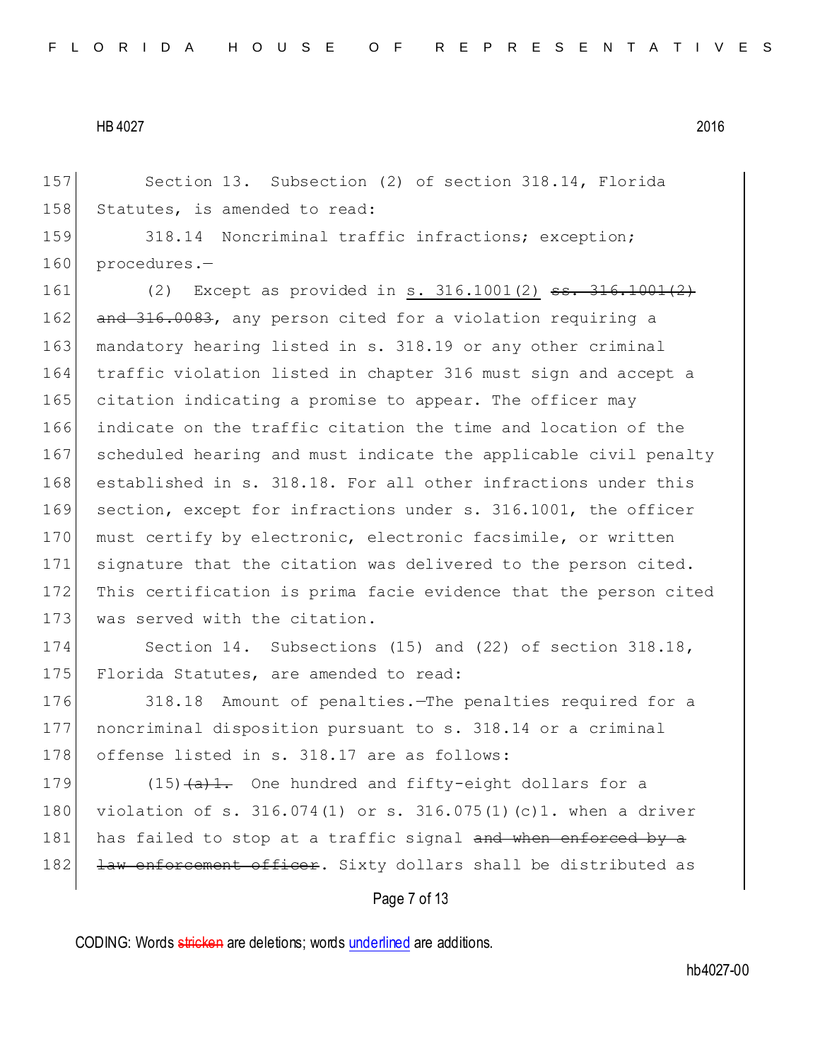157 Section 13. Subsection (2) of section 318.14, Florida
158 Statutes, is amended to read:

159 318.14 Noncriminal traffic infractions; exception;
160 procedures.—

161 (2) Except as provided in <u>s. 316.1001(2)</u> ~~ss. 316.1001(2)~~
162 ~~and 316.0083~~, any person cited for a violation requiring a
163 mandatory hearing listed in s. 318.19 or any other criminal
164 traffic violation listed in chapter 316 must sign and accept a
165 citation indicating a promise to appear. The officer may
166 indicate on the traffic citation the time and location of the
167 scheduled hearing and must indicate the applicable civil penalty
168 established in s. 318.18. For all other infractions under this
169 section, except for infractions under s. 316.1001, the officer
170 must certify by electronic, electronic facsimile, or written
171 signature that the citation was delivered to the person cited.
172 This certification is prima facie evidence that the person cited
173 was served with the citation.

174 Section 14. Subsections (15) and (22) of section 318.18,
175 Florida Statutes, are amended to read:

176 318.18 Amount of penalties.—The penalties required for a
177 noncriminal disposition pursuant to s. 318.14 or a criminal
178 offense listed in s. 318.17 are as follows:

179 (15)~~(a)1.~~ One hundred and fifty-eight dollars for a
180 violation of s. 316.074(1) or s. 316.075(1)(c)1. when a driver
181 has failed to stop at a traffic signal ~~and when enforced by a~~
182 ~~law enforcement officer~~. Sixty dollars shall be distributed as

CODING: Words ~~stricken~~ are deletions; words <u>underlined</u> are additions.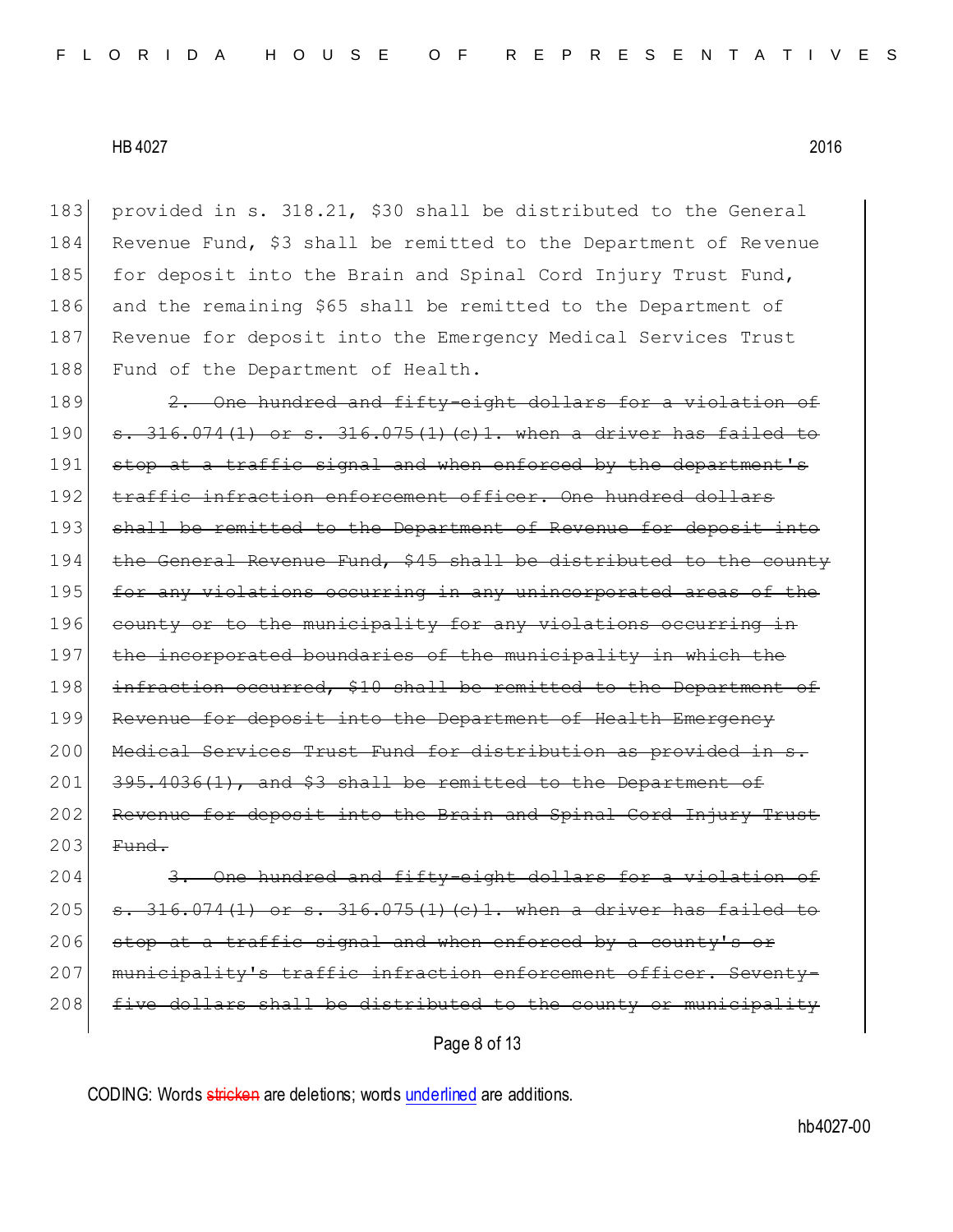provided in s. 318.21, $30 shall be distributed to the General Revenue Fund, $3 shall be remitted to the Department of Revenue for deposit into the Brain and Spinal Cord Injury Trust Fund, and the remaining $65 shall be remitted to the Department of Revenue for deposit into the Emergency Medical Services Trust Fund of the Department of Health.

~~2. One hundred and fifty-eight dollars for a violation of s. 316.074(1) or s. 316.075(1)(c)1. when a driver has failed to stop at a traffic signal and when enforced by the department's traffic infraction enforcement officer. One hundred dollars shall be remitted to the Department of Revenue for deposit into the General Revenue Fund, $45 shall be distributed to the county for any violations occurring in any unincorporated areas of the county or to the municipality for any violations occurring in the incorporated boundaries of the municipality in which the infraction occurred, $10 shall be remitted to the Department of Revenue for deposit into the Department of Health Emergency Medical Services Trust Fund for distribution as provided in s. 395.4036(1), and $3 shall be remitted to the Department of Revenue for deposit into the Brain and Spinal Cord Injury Trust Fund.~~

~~3. One hundred and fifty-eight dollars for a violation of s. 316.074(1) or s. 316.075(1)(c)1. when a driver has failed to stop at a traffic signal and when enforced by a county's or municipality's traffic infraction enforcement officer. Seventy-five dollars shall be distributed to the county or municipality~~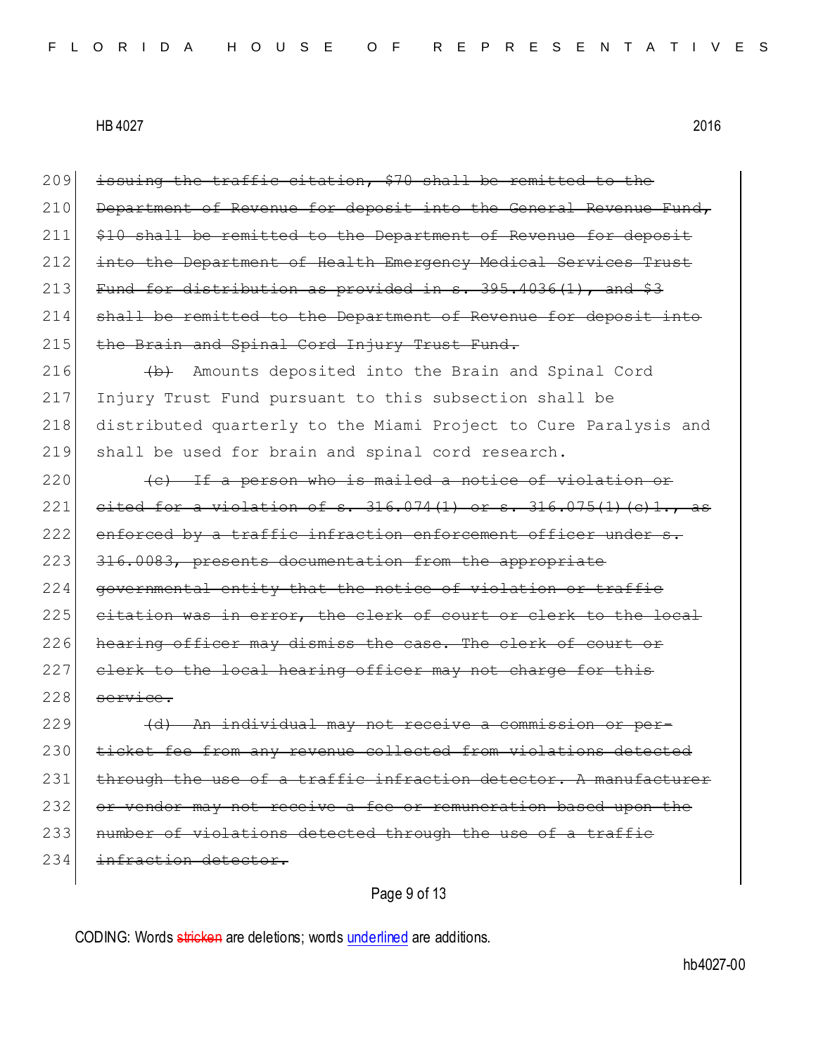209 ~~issuing the traffic citation, $70 shall be remitted to the~~
210 ~~Department of Revenue for deposit into the General Revenue Fund,~~
211 ~~$10 shall be remitted to the Department of Revenue for deposit~~
212 ~~into the Department of Health Emergency Medical Services Trust~~
213 ~~Fund for distribution as provided in s. 395.4036(1), and $3~~
214 ~~shall be remitted to the Department of Revenue for deposit into~~
215 ~~the Brain and Spinal Cord Injury Trust Fund.~~

216 ~~(b)~~ Amounts deposited into the Brain and Spinal Cord
217 Injury Trust Fund pursuant to this subsection shall be
218 distributed quarterly to the Miami Project to Cure Paralysis and
219 shall be used for brain and spinal cord research.

220 ~~(c) If a person who is mailed a notice of violation or~~
221 ~~cited for a violation of s. 316.074(1) or s. 316.075(1)(c)1., as~~
222 ~~enforced by a traffic infraction enforcement officer under s.~~
223 ~~316.0083, presents documentation from the appropriate~~
224 ~~governmental entity that the notice of violation or traffic~~
225 ~~citation was in error, the clerk of court or clerk to the local~~
226 ~~hearing officer may dismiss the case. The clerk of court or~~
227 ~~clerk to the local hearing officer may not charge for this~~
228 ~~service.~~

229 ~~(d) An individual may not receive a commission or per-~~
230 ~~ticket fee from any revenue collected from violations detected~~
231 ~~through the use of a traffic infraction detector. A manufacturer~~
232 ~~or vendor may not receive a fee or remuneration based upon the~~
233 ~~number of violations detected through the use of a traffic~~
234 ~~infraction detector.~~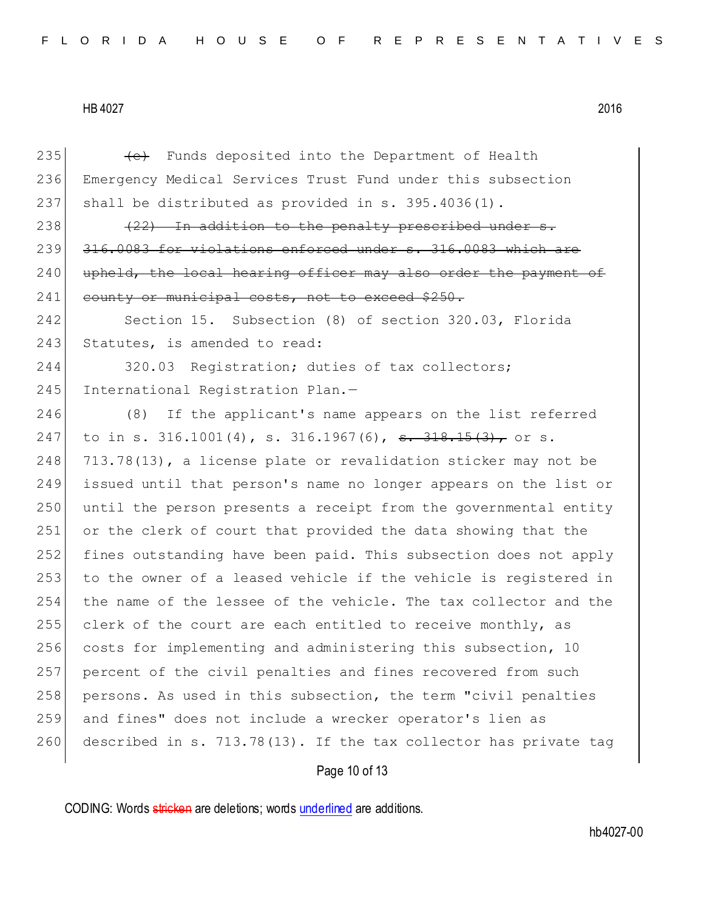235 ~~(c)~~ Funds deposited into the Department of Health
236 Emergency Medical Services Trust Fund under this subsection
237 shall be distributed as provided in s. 395.4036(1).
238 ~~(22) In addition to the penalty prescribed under s.~~
239 ~~316.0083 for violations enforced under s. 316.0083 which are~~
240 ~~upheld, the local hearing officer may also order the payment of~~
241 ~~county or municipal costs, not to exceed $250.~~
242 Section 15. Subsection (8) of section 320.03, Florida
243 Statutes, is amended to read:
244 320.03 Registration; duties of tax collectors;
245 International Registration Plan.—
246 (8) If the applicant's name appears on the list referred
247 to in s. 316.1001(4), s. 316.1967(6), ~~s. 318.15(3),~~ or s.
248 713.78(13), a license plate or revalidation sticker may not be
249 issued until that person's name no longer appears on the list or
250 until the person presents a receipt from the governmental entity
251 or the clerk of court that provided the data showing that the
252 fines outstanding have been paid. This subsection does not apply
253 to the owner of a leased vehicle if the vehicle is registered in
254 the name of the lessee of the vehicle. The tax collector and the
255 clerk of the court are each entitled to receive monthly, as
256 costs for implementing and administering this subsection, 10
257 percent of the civil penalties and fines recovered from such
258 persons. As used in this subsection, the term "civil penalties
259 and fines" does not include a wrecker operator's lien as
260 described in s. 713.78(13). If the tax collector has private tag

CODING: Words ~~stricken~~ are deletions; words underlined are additions.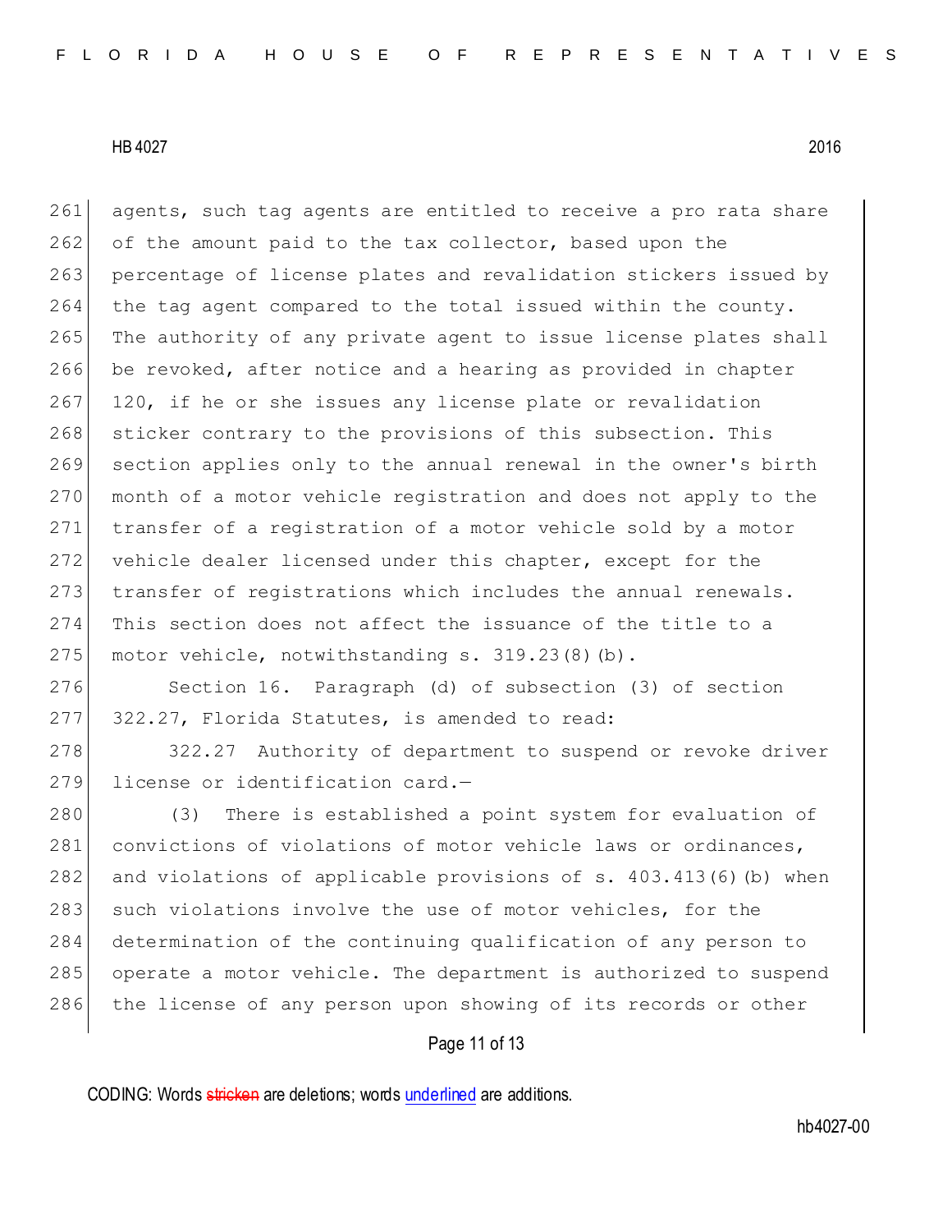agents, such tag agents are entitled to receive a pro rata share of the amount paid to the tax collector, based upon the percentage of license plates and revalidation stickers issued by the tag agent compared to the total issued within the county. The authority of any private agent to issue license plates shall be revoked, after notice and a hearing as provided in chapter 120, if he or she issues any license plate or revalidation sticker contrary to the provisions of this subsection. This section applies only to the annual renewal in the owner's birth month of a motor vehicle registration and does not apply to the transfer of a registration of a motor vehicle sold by a motor vehicle dealer licensed under this chapter, except for the transfer of registrations which includes the annual renewals. This section does not affect the issuance of the title to a motor vehicle, notwithstanding s. 319.23(8)(b).

Section 16. Paragraph (d) of subsection (3) of section 322.27, Florida Statutes, is amended to read:

322.27 Authority of department to suspend or revoke driver license or identification card.—

(3) There is established a point system for evaluation of convictions of violations of motor vehicle laws or ordinances, and violations of applicable provisions of s. 403.413(6)(b) when such violations involve the use of motor vehicles, for the determination of the continuing qualification of any person to operate a motor vehicle. The department is authorized to suspend the license of any person upon showing of its records or other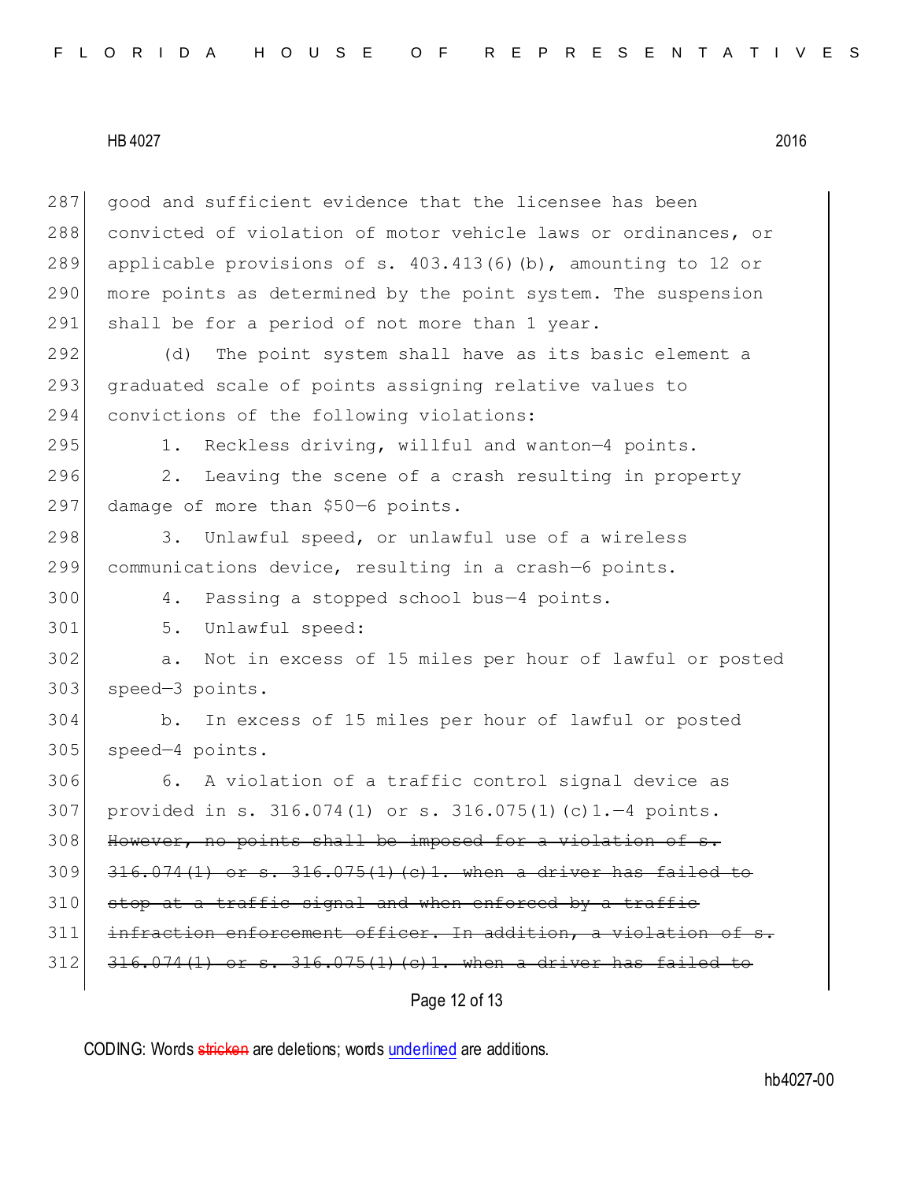good and sufficient evidence that the licensee has been convicted of violation of motor vehicle laws or ordinances, or applicable provisions of s. 403.413(6)(b), amounting to 12 or more points as determined by the point system. The suspension shall be for a period of not more than 1 year.

(d) The point system shall have as its basic element a graduated scale of points assigning relative values to convictions of the following violations:

1. Reckless driving, willful and wanton—4 points.

2. Leaving the scene of a crash resulting in property damage of more than $50—6 points.

3. Unlawful speed, or unlawful use of a wireless communications device, resulting in a crash—6 points.

4. Passing a stopped school bus—4 points.

5. Unlawful speed:

a. Not in excess of 15 miles per hour of lawful or posted speed—3 points.

b. In excess of 15 miles per hour of lawful or posted speed—4 points.

6. A violation of a traffic control signal device as provided in s. 316.074(1) or s. 316.075(1)(c)1.—4 points. ~~However, no points shall be imposed for a violation of s. 316.074(1) or s. 316.075(1)(c)1. when a driver has failed to stop at a traffic signal and when enforced by a traffic infraction enforcement officer. In addition, a violation of s. 316.074(1) or s. 316.075(1)(c)1. when a driver has failed to~~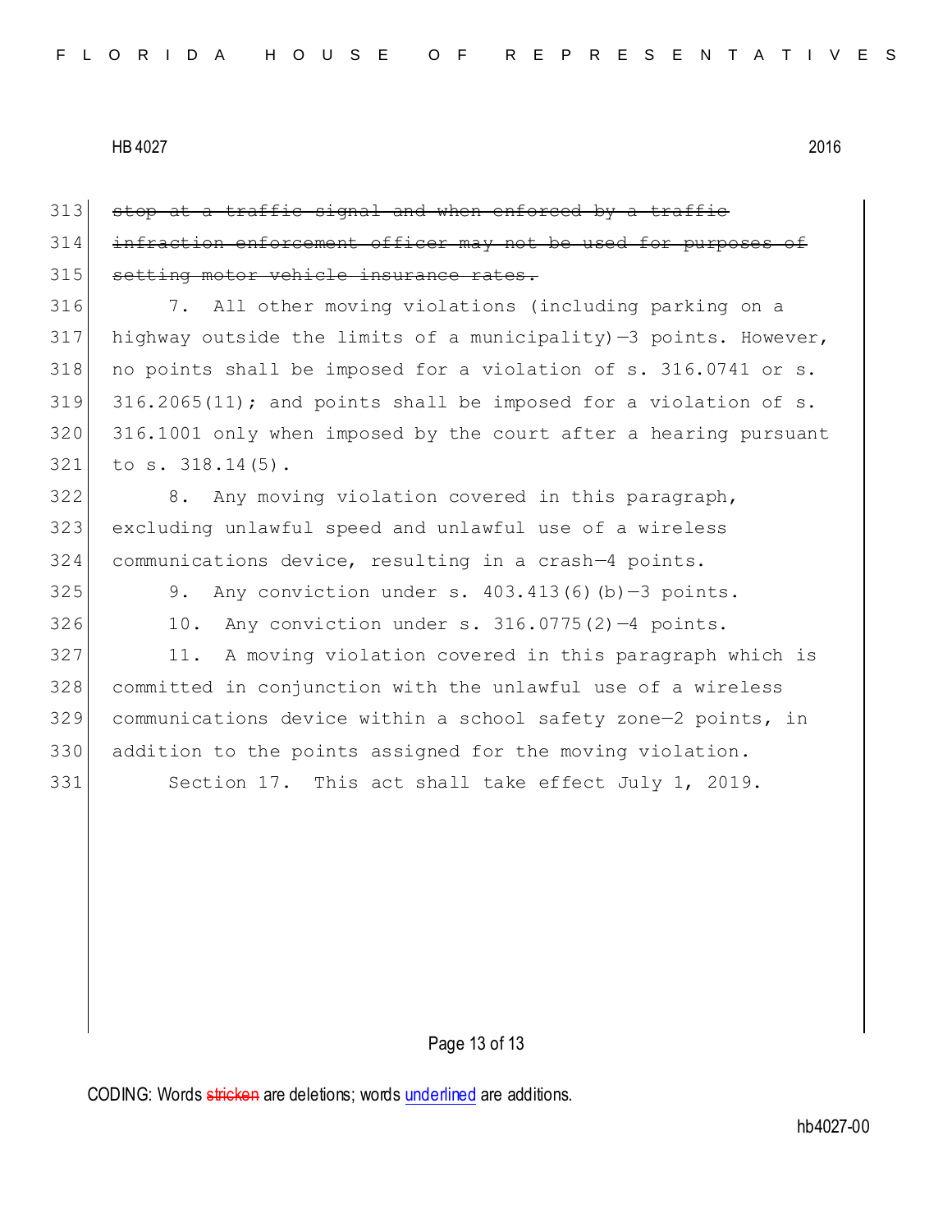~~stop at a traffic signal and when enforced by a traffic infraction enforcement officer may not be used for purposes of setting motor vehicle insurance rates.~~

7. All other moving violations (including parking on a highway outside the limits of a municipality)—3 points. However, no points shall be imposed for a violation of s. 316.0741 or s. 316.2065(11); and points shall be imposed for a violation of s. 316.1001 only when imposed by the court after a hearing pursuant to s. 318.14(5).

8. Any moving violation covered in this paragraph, excluding unlawful speed and unlawful use of a wireless communications device, resulting in a crash—4 points.

9. Any conviction under s. 403.413(6)(b)—3 points.

10. Any conviction under s. 316.0775(2)—4 points.

11. A moving violation covered in this paragraph which is committed in conjunction with the unlawful use of a wireless communications device within a school safety zone—2 points, in addition to the points assigned for the moving violation.

Section 17. This act shall take effect July 1, 2019.

CODING: Words ~~stricken~~ are deletions; words underlined are additions.